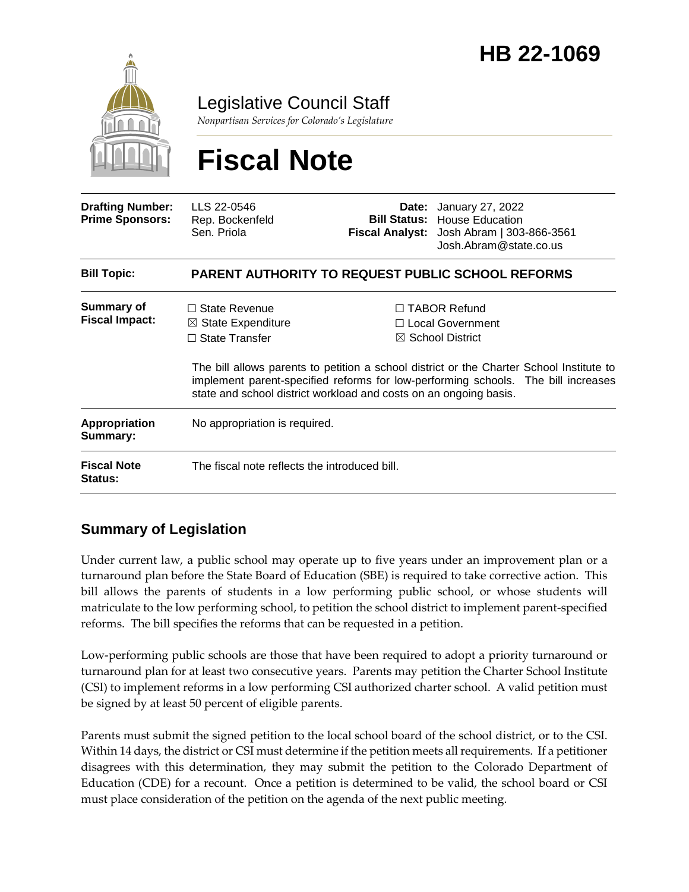# HB 22-1069

Legislative Council Staff

*Nonpartisan Services for Colorado's Legislature*

# Fiscal Note

| | | | |
|---|---|---|---|
| **Drafting Number:** | LLS 22-0546 | **Date:** | January 27, 2022 |
| **Prime Sponsors:** | Rep. Bockenfeld<br>Sen. Priola | **Bill Status:** | House Education |
| | | **Fiscal Analyst:** | Josh Abram \| 303-866-3561<br>Josh.Abram@state.co.us |

| | |
|---|---|
| **Bill Topic:** | **PARENT AUTHORITY TO REQUEST PUBLIC SCHOOL REFORMS** |
| **Summary of Fiscal Impact:** | ☐ State Revenue<br>☒ State Expenditure<br>☐ State Transfer<br>☐ TABOR Refund<br>☐ Local Government<br>☒ School District<br><br>The bill allows parents to petition a school district or the Charter School Institute to implement parent-specified reforms for low-performing schools. The bill increases state and school district workload and costs on an ongoing basis. |
| **Appropriation Summary:** | No appropriation is required. |
| **Fiscal Note Status:** | The fiscal note reflects the introduced bill. |

## Summary of Legislation

Under current law, a public school may operate up to five years under an improvement plan or a turnaround plan before the State Board of Education (SBE) is required to take corrective action. This bill allows the parents of students in a low performing public school, or whose students will matriculate to the low performing school, to petition the school district to implement parent-specified reforms. The bill specifies the reforms that can be requested in a petition.

Low-performing public schools are those that have been required to adopt a priority turnaround or turnaround plan for at least two consecutive years. Parents may petition the Charter School Institute (CSI) to implement reforms in a low performing CSI authorized charter school. A valid petition must be signed by at least 50 percent of eligible parents.

Parents must submit the signed petition to the local school board of the school district, or to the CSI. Within 14 days, the district or CSI must determine if the petition meets all requirements. If a petitioner disagrees with this determination, they may submit the petition to the Colorado Department of Education (CDE) for a recount. Once a petition is determined to be valid, the school board or CSI must place consideration of the petition on the agenda of the next public meeting.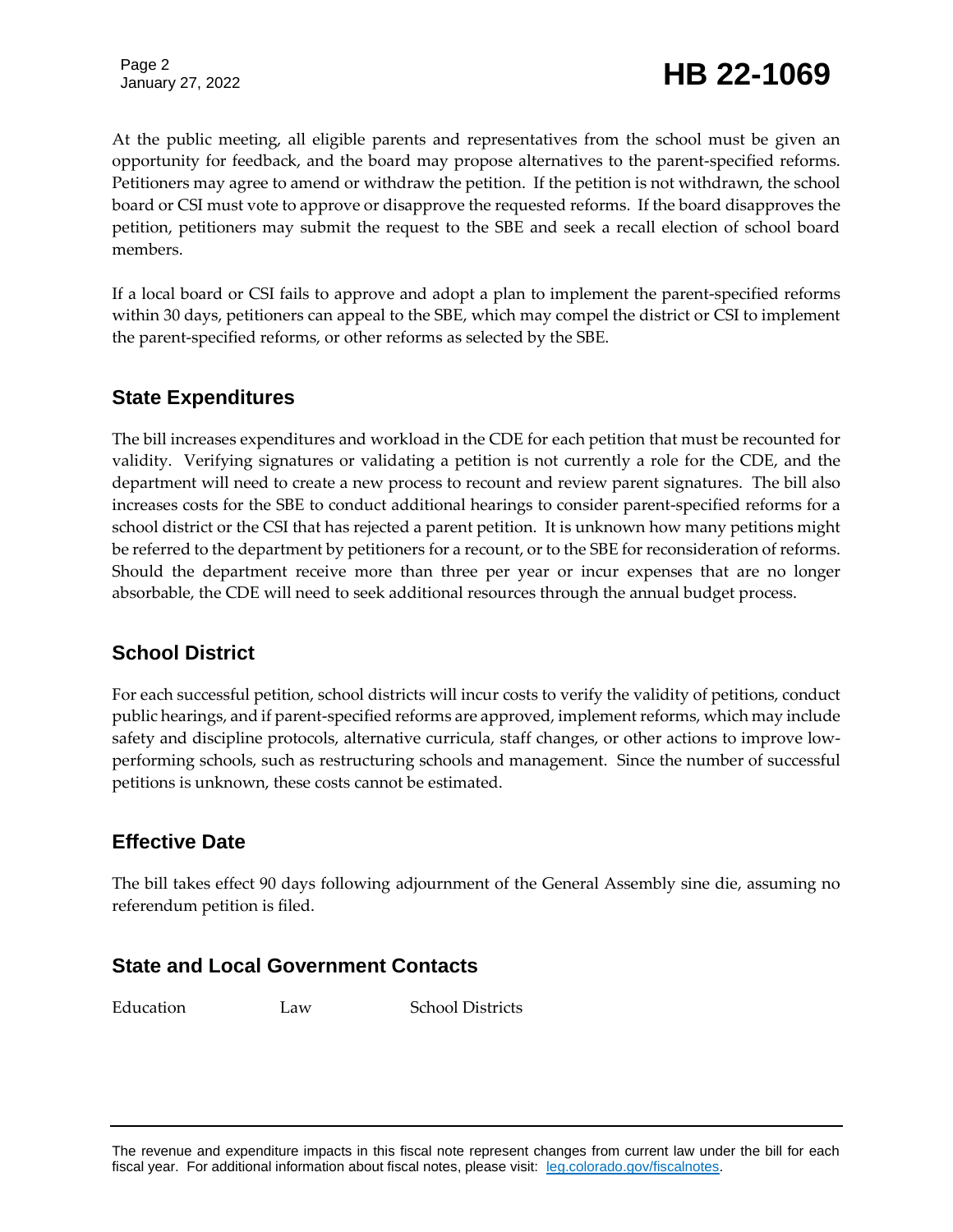At the public meeting, all eligible parents and representatives from the school must be given an opportunity for feedback, and the board may propose alternatives to the parent-specified reforms. Petitioners may agree to amend or withdraw the petition. If the petition is not withdrawn, the school board or CSI must vote to approve or disapprove the requested reforms. If the board disapproves the petition, petitioners may submit the request to the SBE and seek a recall election of school board members.

If a local board or CSI fails to approve and adopt a plan to implement the parent-specified reforms within 30 days, petitioners can appeal to the SBE, which may compel the district or CSI to implement the parent-specified reforms, or other reforms as selected by the SBE.

## State Expenditures

The bill increases expenditures and workload in the CDE for each petition that must be recounted for validity. Verifying signatures or validating a petition is not currently a role for the CDE, and the department will need to create a new process to recount and review parent signatures. The bill also increases costs for the SBE to conduct additional hearings to consider parent-specified reforms for a school district or the CSI that has rejected a parent petition. It is unknown how many petitions might be referred to the department by petitioners for a recount, or to the SBE for reconsideration of reforms. Should the department receive more than three per year or incur expenses that are no longer absorbable, the CDE will need to seek additional resources through the annual budget process.

## School District

For each successful petition, school districts will incur costs to verify the validity of petitions, conduct public hearings, and if parent-specified reforms are approved, implement reforms, which may include safety and discipline protocols, alternative curricula, staff changes, or other actions to improve low-performing schools, such as restructuring schools and management. Since the number of successful petitions is unknown, these costs cannot be estimated.

## Effective Date

The bill takes effect 90 days following adjournment of the General Assembly sine die, assuming no referendum petition is filed.

## State and Local Government Contacts

Education          Law          School Districts

The revenue and expenditure impacts in this fiscal note represent changes from current law under the bill for each fiscal year. For additional information about fiscal notes, please visit: leg.colorado.gov/fiscalnotes.